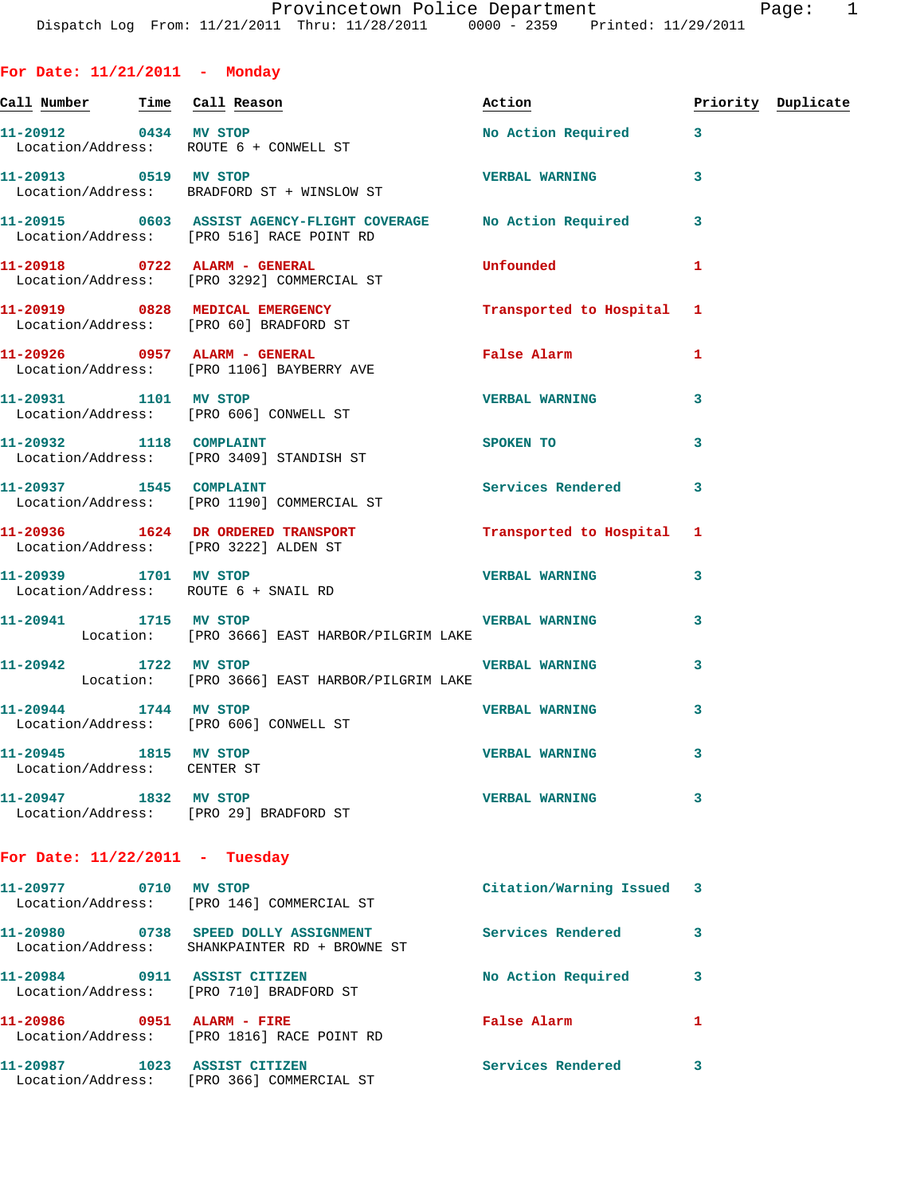Provincetown Police Department

Dispatch Log From: 11/21/2011 Thru: 11/28/2011 0000 - 2359 Printed: 11/29/2011

## For Date: 11/21/2011 - Monday

| Call Number | Time | Call Reason | Action | Priority | Duplicate |
|---|---|---|---|---|---|
| 11-20912 | 0434 | MV STOP<br>Location/Address: ROUTE 6 + CONWELL ST | No Action Required | 3 | |
| 11-20913 | 0519 | MV STOP<br>Location/Address: BRADFORD ST + WINSLOW ST | VERBAL WARNING | 3 | |
| 11-20915 | 0603 | ASSIST AGENCY-FLIGHT COVERAGE<br>Location/Address: [PRO 516] RACE POINT RD | No Action Required | 3 | |
| 11-20918 | 0722 | ALARM - GENERAL<br>Location/Address: [PRO 3292] COMMERCIAL ST | Unfounded | 1 | |
| 11-20919 | 0828 | MEDICAL EMERGENCY<br>Location/Address: [PRO 60] BRADFORD ST | Transported to Hospital | 1 | |
| 11-20926 | 0957 | ALARM - GENERAL<br>Location/Address: [PRO 1106] BAYBERRY AVE | False Alarm | 1 | |
| 11-20931 | 1101 | MV STOP<br>Location/Address: [PRO 606] CONWELL ST | VERBAL WARNING | 3 | |
| 11-20932 | 1118 | COMPLAINT<br>Location/Address: [PRO 3409] STANDISH ST | SPOKEN TO | 3 | |
| 11-20937 | 1545 | COMPLAINT<br>Location/Address: [PRO 1190] COMMERCIAL ST | Services Rendered | 3 | |
| 11-20936 | 1624 | DR ORDERED TRANSPORT<br>Location/Address: [PRO 3222] ALDEN ST | Transported to Hospital | 1 | |
| 11-20939 | 1701 | MV STOP<br>Location/Address: ROUTE 6 + SNAIL RD | VERBAL WARNING | 3 | |
| 11-20941 | 1715 | MV STOP<br>Location: [PRO 3666] EAST HARBOR/PILGRIM LAKE | VERBAL WARNING | 3 | |
| 11-20942 | 1722 | MV STOP<br>Location: [PRO 3666] EAST HARBOR/PILGRIM LAKE | VERBAL WARNING | 3 | |
| 11-20944 | 1744 | MV STOP<br>Location/Address: [PRO 606] CONWELL ST | VERBAL WARNING | 3 | |
| 11-20945 | 1815 | MV STOP<br>Location/Address: CENTER ST | VERBAL WARNING | 3 | |
| 11-20947 | 1832 | MV STOP<br>Location/Address: [PRO 29] BRADFORD ST | VERBAL WARNING | 3 | |

## For Date: 11/22/2011 - Tuesday

| Call Number | Time | Call Reason | Action | Priority | Duplicate |
|---|---|---|---|---|---|
| 11-20977 | 0710 | MV STOP<br>Location/Address: [PRO 146] COMMERCIAL ST | Citation/Warning Issued | 3 | |
| 11-20980 | 0738 | SPEED DOLLY ASSIGNMENT<br>Location/Address: SHANKPAINTER RD + BROWNE ST | Services Rendered | 3 | |
| 11-20984 | 0911 | ASSIST CITIZEN<br>Location/Address: [PRO 710] BRADFORD ST | No Action Required | 3 | |
| 11-20986 | 0951 | ALARM - FIRE<br>Location/Address: [PRO 1816] RACE POINT RD | False Alarm | 1 | |
| 11-20987 | 1023 | ASSIST CITIZEN<br>Location/Address: [PRO 366] COMMERCIAL ST | Services Rendered | 3 | |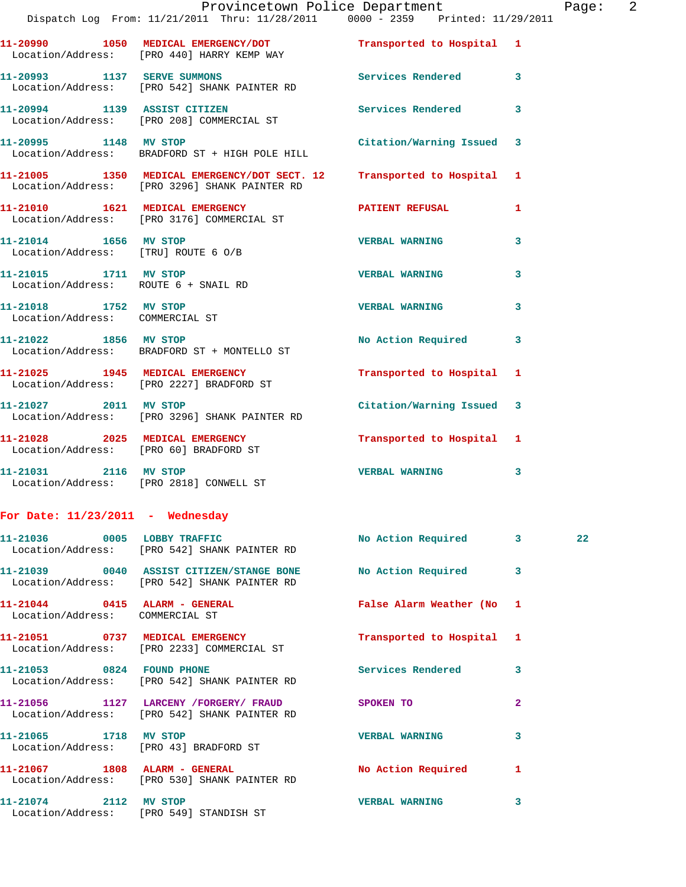11-20990 1050 MEDICAL EMERGENCY/DOT Transported to Hospital 1
Location/Address: [PRO 440] HARRY KEMP WAY

11-20993 1137 SERVE SUMMONS Services Rendered 3
Location/Address: [PRO 542] SHANK PAINTER RD

11-20994 1139 ASSIST CITIZEN Services Rendered 3
Location/Address: [PRO 208] COMMERCIAL ST

11-20995 1148 MV STOP Citation/Warning Issued 3
Location/Address: BRADFORD ST + HIGH POLE HILL

11-21005 1350 MEDICAL EMERGENCY/DOT SECT. 12 Transported to Hospital 1
Location/Address: [PRO 3296] SHANK PAINTER RD

11-21010 1621 MEDICAL EMERGENCY PATIENT REFUSAL 1
Location/Address: [PRO 3176] COMMERCIAL ST

11-21014 1656 MV STOP VERBAL WARNING 3
Location/Address: [TRU] ROUTE 6 O/B

11-21015 1711 MV STOP VERBAL WARNING 3
Location/Address: ROUTE 6 + SNAIL RD

11-21018 1752 MV STOP VERBAL WARNING 3
Location/Address: COMMERCIAL ST

11-21022 1856 MV STOP No Action Required 3
Location/Address: BRADFORD ST + MONTELLO ST

11-21025 1945 MEDICAL EMERGENCY Transported to Hospital 1
Location/Address: [PRO 2227] BRADFORD ST

11-21027 2011 MV STOP Citation/Warning Issued 3
Location/Address: [PRO 3296] SHANK PAINTER RD

11-21028 2025 MEDICAL EMERGENCY Transported to Hospital 1
Location/Address: [PRO 60] BRADFORD ST

11-21031 2116 MV STOP VERBAL WARNING 3
Location/Address: [PRO 2818] CONWELL ST

**For Date: 11/23/2011 - Wednesday**

11-21036 0005 LOBBY TRAFFIC No Action Required 3 22
Location/Address: [PRO 542] SHANK PAINTER RD

11-21039 0040 ASSIST CITIZEN/STANGE BONE No Action Required 3
Location/Address: [PRO 542] SHANK PAINTER RD

11-21044 0415 ALARM - GENERAL False Alarm Weather (No 1
Location/Address: COMMERCIAL ST

11-21051 0737 MEDICAL EMERGENCY Transported to Hospital 1
Location/Address: [PRO 2233] COMMERCIAL ST

11-21053 0824 FOUND PHONE Services Rendered 3
Location/Address: [PRO 542] SHANK PAINTER RD

11-21056 1127 LARCENY /FORGERY/ FRAUD SPOKEN TO 2
Location/Address: [PRO 542] SHANK PAINTER RD

11-21065 1718 MV STOP VERBAL WARNING 3
Location/Address: [PRO 43] BRADFORD ST

11-21067 1808 ALARM - GENERAL No Action Required 1
Location/Address: [PRO 530] SHANK PAINTER RD

11-21074 2112 MV STOP VERBAL WARNING 3
Location/Address: [PRO 549] STANDISH ST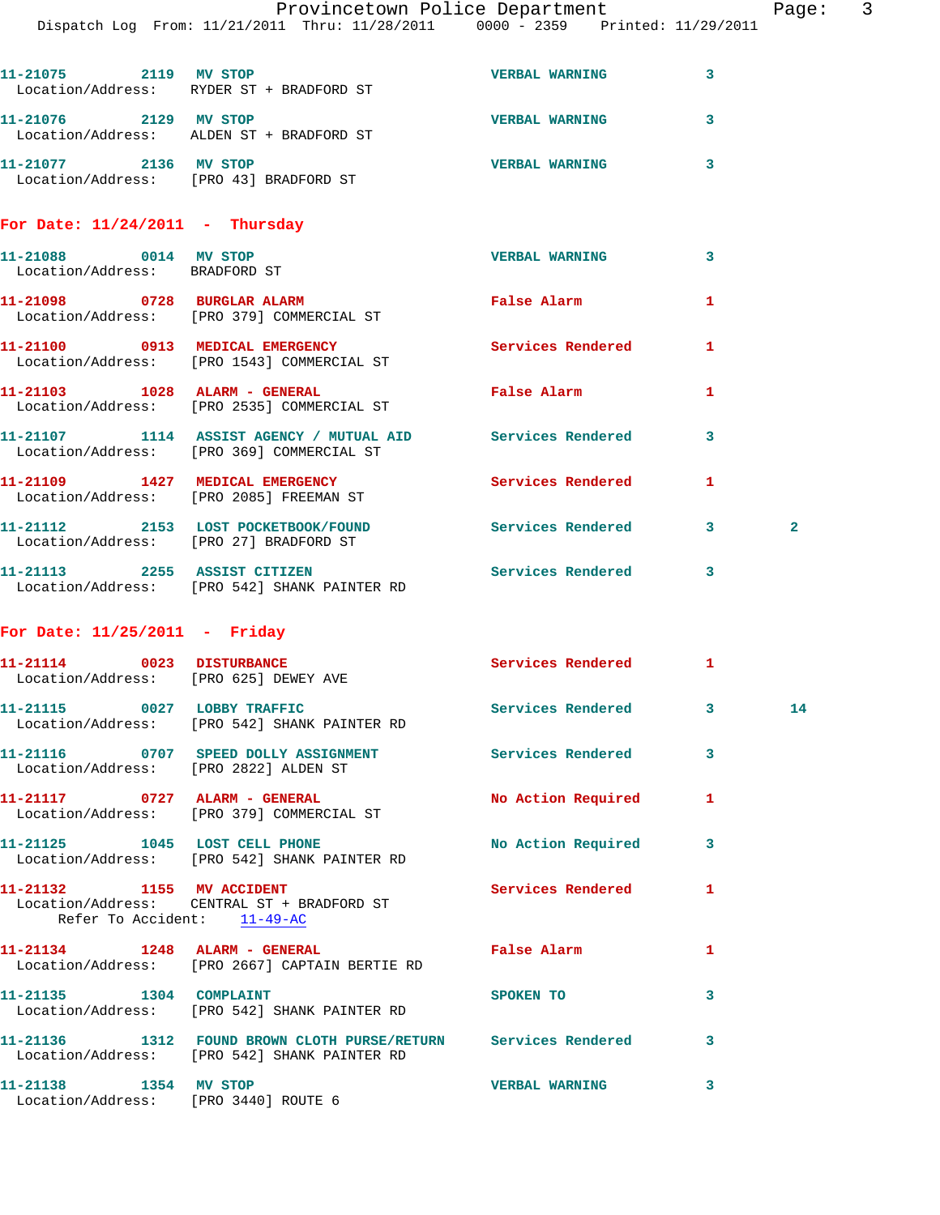11-21075 2119 MV STOP VERBAL WARNING 3
Location/Address: RYDER ST + BRADFORD ST

11-21076 2129 MV STOP VERBAL WARNING 3
Location/Address: ALDEN ST + BRADFORD ST

11-21077 2136 MV STOP VERBAL WARNING 3
Location/Address: [PRO 43] BRADFORD ST

## For Date: 11/24/2011 - Thursday

11-21088 0014 MV STOP VERBAL WARNING 3
Location/Address: BRADFORD ST

11-21098 0728 BURGLAR ALARM False Alarm 1
Location/Address: [PRO 379] COMMERCIAL ST

11-21100 0913 MEDICAL EMERGENCY Services Rendered 1
Location/Address: [PRO 1543] COMMERCIAL ST

11-21103 1028 ALARM - GENERAL False Alarm 1
Location/Address: [PRO 2535] COMMERCIAL ST

11-21107 1114 ASSIST AGENCY / MUTUAL AID Services Rendered 3
Location/Address: [PRO 369] COMMERCIAL ST

11-21109 1427 MEDICAL EMERGENCY Services Rendered 1
Location/Address: [PRO 2085] FREEMAN ST

11-21112 2153 LOST POCKETBOOK/FOUND Services Rendered 3 2
Location/Address: [PRO 27] BRADFORD ST

11-21113 2255 ASSIST CITIZEN Services Rendered 3
Location/Address: [PRO 542] SHANK PAINTER RD

## For Date: 11/25/2011 - Friday

11-21114 0023 DISTURBANCE Services Rendered 1
Location/Address: [PRO 625] DEWEY AVE

11-21115 0027 LOBBY TRAFFIC Services Rendered 3 14
Location/Address: [PRO 542] SHANK PAINTER RD

11-21116 0707 SPEED DOLLY ASSIGNMENT Services Rendered 3
Location/Address: [PRO 2822] ALDEN ST

11-21117 0727 ALARM - GENERAL No Action Required 1
Location/Address: [PRO 379] COMMERCIAL ST

11-21125 1045 LOST CELL PHONE No Action Required 3
Location/Address: [PRO 542] SHANK PAINTER RD

11-21132 1155 MV ACCIDENT Services Rendered 1
Location/Address: CENTRAL ST + BRADFORD ST
Refer To Accident: 11-49-AC

11-21134 1248 ALARM - GENERAL False Alarm 1
Location/Address: [PRO 2667] CAPTAIN BERTIE RD

11-21135 1304 COMPLAINT SPOKEN TO 3
Location/Address: [PRO 542] SHANK PAINTER RD

11-21136 1312 FOUND BROWN CLOTH PURSE/RETURN Services Rendered 3
Location/Address: [PRO 542] SHANK PAINTER RD

11-21138 1354 MV STOP VERBAL WARNING 3
Location/Address: [PRO 3440] ROUTE 6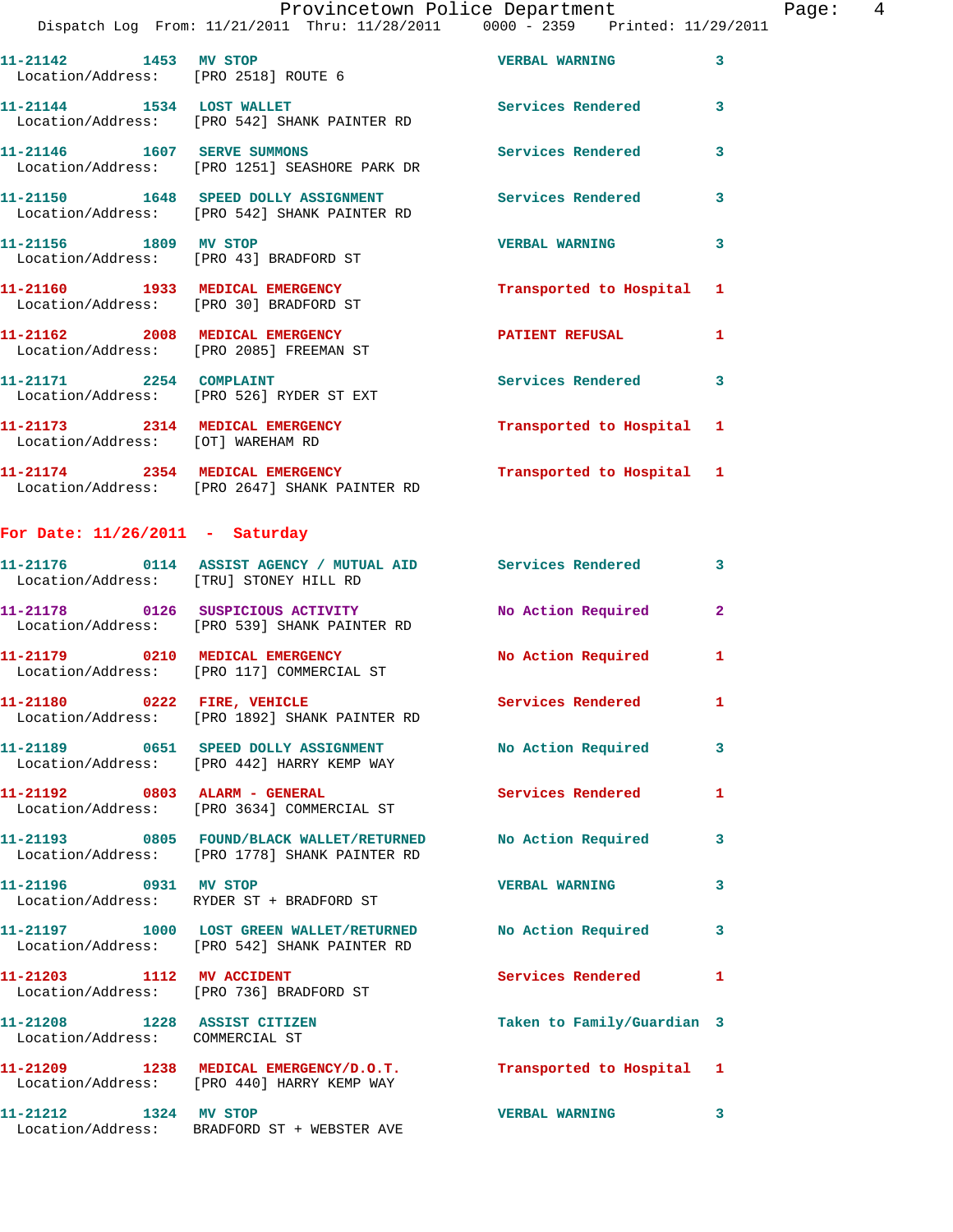11-21142 1453 MV STOP VERBAL WARNING 3
Location/Address: [PRO 2518] ROUTE 6

11-21144 1534 LOST WALLET Services Rendered 3
Location/Address: [PRO 542] SHANK PAINTER RD

11-21146 1607 SERVE SUMMONS Services Rendered 3
Location/Address: [PRO 1251] SEASHORE PARK DR

11-21150 1648 SPEED DOLLY ASSIGNMENT Services Rendered 3
Location/Address: [PRO 542] SHANK PAINTER RD

11-21156 1809 MV STOP VERBAL WARNING 3
Location/Address: [PRO 43] BRADFORD ST

11-21160 1933 MEDICAL EMERGENCY Transported to Hospital 1
Location/Address: [PRO 30] BRADFORD ST

11-21162 2008 MEDICAL EMERGENCY PATIENT REFUSAL 1
Location/Address: [PRO 2085] FREEMAN ST

11-21171 2254 COMPLAINT Services Rendered 3
Location/Address: [PRO 526] RYDER ST EXT

11-21173 2314 MEDICAL EMERGENCY Transported to Hospital 1
Location/Address: [OT] WAREHAM RD

11-21174 2354 MEDICAL EMERGENCY Transported to Hospital 1
Location/Address: [PRO 2647] SHANK PAINTER RD

## For Date: 11/26/2011 - Saturday

11-21176 0114 ASSIST AGENCY / MUTUAL AID Services Rendered 3
Location/Address: [TRU] STONEY HILL RD

11-21178 0126 SUSPICIOUS ACTIVITY No Action Required 2
Location/Address: [PRO 539] SHANK PAINTER RD

11-21179 0210 MEDICAL EMERGENCY No Action Required 1
Location/Address: [PRO 117] COMMERCIAL ST

11-21180 0222 FIRE, VEHICLE Services Rendered 1
Location/Address: [PRO 1892] SHANK PAINTER RD

11-21189 0651 SPEED DOLLY ASSIGNMENT No Action Required 3
Location/Address: [PRO 442] HARRY KEMP WAY

11-21192 0803 ALARM - GENERAL Services Rendered 1
Location/Address: [PRO 3634] COMMERCIAL ST

11-21193 0805 FOUND/BLACK WALLET/RETURNED No Action Required 3
Location/Address: [PRO 1778] SHANK PAINTER RD

11-21196 0931 MV STOP VERBAL WARNING 3
Location/Address: RYDER ST + BRADFORD ST

11-21197 1000 LOST GREEN WALLET/RETURNED No Action Required 3
Location/Address: [PRO 542] SHANK PAINTER RD

11-21203 1112 MV ACCIDENT Services Rendered 1
Location/Address: [PRO 736] BRADFORD ST

11-21208 1228 ASSIST CITIZEN Taken to Family/Guardian 3
Location/Address: COMMERCIAL ST

11-21209 1238 MEDICAL EMERGENCY/D.O.T. Transported to Hospital 1
Location/Address: [PRO 440] HARRY KEMP WAY

11-21212 1324 MV STOP VERBAL WARNING 3
Location/Address: BRADFORD ST + WEBSTER AVE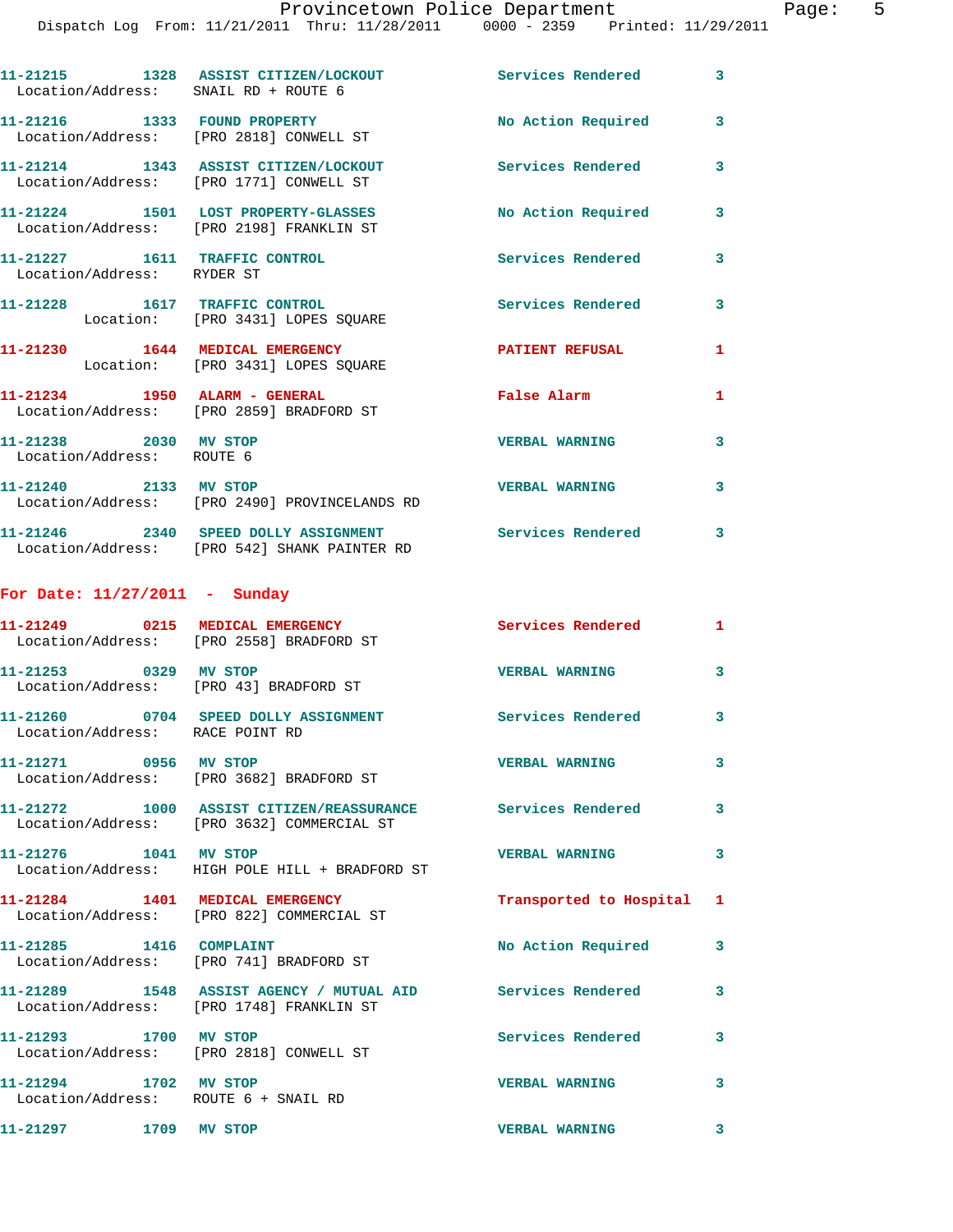11-21215 1328 ASSIST CITIZEN/LOCKOUT Services Rendered 3
Location/Address: SNAIL RD + ROUTE 6

11-21216 1333 FOUND PROPERTY No Action Required 3
Location/Address: [PRO 2818] CONWELL ST

11-21214 1343 ASSIST CITIZEN/LOCKOUT Services Rendered 3
Location/Address: [PRO 1771] CONWELL ST

11-21224 1501 LOST PROPERTY-GLASSES No Action Required 3
Location/Address: [PRO 2198] FRANKLIN ST

11-21227 1611 TRAFFIC CONTROL Services Rendered 3
Location/Address: RYDER ST

11-21228 1617 TRAFFIC CONTROL Services Rendered 3
Location: [PRO 3431] LOPES SQUARE

11-21230 1644 MEDICAL EMERGENCY PATIENT REFUSAL 1
Location: [PRO 3431] LOPES SQUARE

11-21234 1950 ALARM - GENERAL False Alarm 1
Location/Address: [PRO 2859] BRADFORD ST

11-21238 2030 MV STOP VERBAL WARNING 3
Location/Address: ROUTE 6

11-21240 2133 MV STOP VERBAL WARNING 3
Location/Address: [PRO 2490] PROVINCELANDS RD

11-21246 2340 SPEED DOLLY ASSIGNMENT Services Rendered 3
Location/Address: [PRO 542] SHANK PAINTER RD

**For Date: 11/27/2011 - Sunday**

11-21249 0215 MEDICAL EMERGENCY Services Rendered 1
Location/Address: [PRO 2558] BRADFORD ST

11-21253 0329 MV STOP VERBAL WARNING 3
Location/Address: [PRO 43] BRADFORD ST

11-21260 0704 SPEED DOLLY ASSIGNMENT Services Rendered 3
Location/Address: RACE POINT RD

11-21271 0956 MV STOP VERBAL WARNING 3
Location/Address: [PRO 3682] BRADFORD ST

11-21272 1000 ASSIST CITIZEN/REASSURANCE Services Rendered 3
Location/Address: [PRO 3632] COMMERCIAL ST

11-21276 1041 MV STOP VERBAL WARNING 3
Location/Address: HIGH POLE HILL + BRADFORD ST

11-21284 1401 MEDICAL EMERGENCY Transported to Hospital 1
Location/Address: [PRO 822] COMMERCIAL ST

11-21285 1416 COMPLAINT No Action Required 3
Location/Address: [PRO 741] BRADFORD ST

11-21289 1548 ASSIST AGENCY / MUTUAL AID Services Rendered 3
Location/Address: [PRO 1748] FRANKLIN ST

11-21293 1700 MV STOP Services Rendered 3
Location/Address: [PRO 2818] CONWELL ST

11-21294 1702 MV STOP VERBAL WARNING 3
Location/Address: ROUTE 6 + SNAIL RD

11-21297 1709 MV STOP VERBAL WARNING 3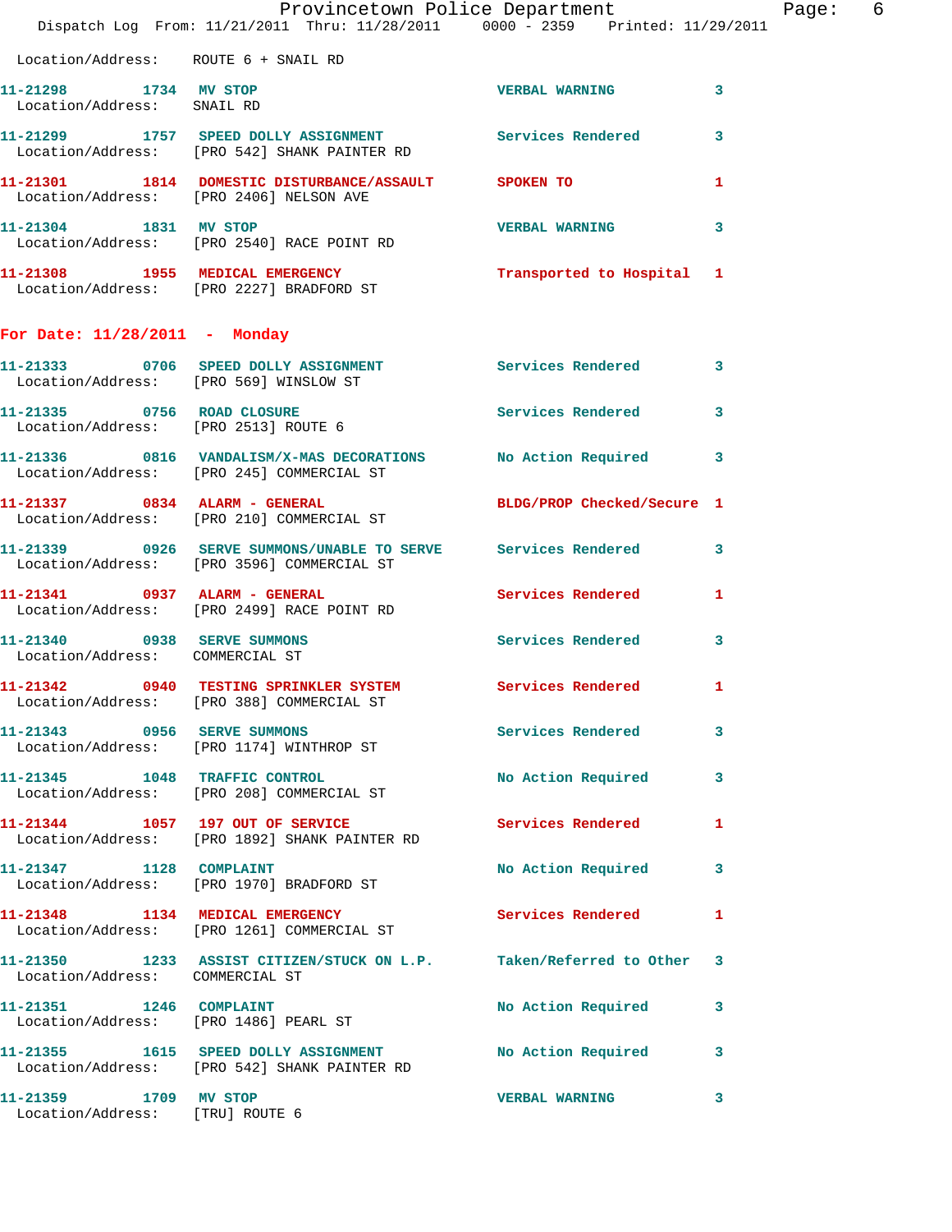Location/Address: ROUTE 6 + SNAIL RD

**11-21298 1734 MV STOP** VERBAL WARNING 3
Location/Address: SNAIL RD

**11-21299 1757 SPEED DOLLY ASSIGNMENT** Services Rendered 3
Location/Address: [PRO 542] SHANK PAINTER RD

**11-21301 1814 DOMESTIC DISTURBANCE/ASSAULT** SPOKEN TO 1
Location/Address: [PRO 2406] NELSON AVE

**11-21304 1831 MV STOP** VERBAL WARNING 3
Location/Address: [PRO 2540] RACE POINT RD

**11-21308 1955 MEDICAL EMERGENCY** Transported to Hospital 1
Location/Address: [PRO 2227] BRADFORD ST

## For Date: 11/28/2011 - Monday

**11-21333 0706 SPEED DOLLY ASSIGNMENT** Services Rendered 3
Location/Address: [PRO 569] WINSLOW ST

**11-21335 0756 ROAD CLOSURE** Services Rendered 3
Location/Address: [PRO 2513] ROUTE 6

**11-21336 0816 VANDALISM/X-MAS DECORATIONS** No Action Required 3
Location/Address: [PRO 245] COMMERCIAL ST

**11-21337 0834 ALARM - GENERAL** BLDG/PROP Checked/Secure 1
Location/Address: [PRO 210] COMMERCIAL ST

**11-21339 0926 SERVE SUMMONS/UNABLE TO SERVE** Services Rendered 3
Location/Address: [PRO 3596] COMMERCIAL ST

**11-21341 0937 ALARM - GENERAL** Services Rendered 1
Location/Address: [PRO 2499] RACE POINT RD

**11-21340 0938 SERVE SUMMONS** Services Rendered 3
Location/Address: COMMERCIAL ST

**11-21342 0940 TESTING SPRINKLER SYSTEM** Services Rendered 1
Location/Address: [PRO 388] COMMERCIAL ST

**11-21343 0956 SERVE SUMMONS** Services Rendered 3
Location/Address: [PRO 1174] WINTHROP ST

**11-21345 1048 TRAFFIC CONTROL** No Action Required 3
Location/Address: [PRO 208] COMMERCIAL ST

**11-21344 1057 197 OUT OF SERVICE** Services Rendered 1
Location/Address: [PRO 1892] SHANK PAINTER RD

**11-21347 1128 COMPLAINT** No Action Required 3
Location/Address: [PRO 1970] BRADFORD ST

**11-21348 1134 MEDICAL EMERGENCY** Services Rendered 1
Location/Address: [PRO 1261] COMMERCIAL ST

**11-21350 1233 ASSIST CITIZEN/STUCK ON L.P.** Taken/Referred to Other 3
Location/Address: COMMERCIAL ST

**11-21351 1246 COMPLAINT** No Action Required 3
Location/Address: [PRO 1486] PEARL ST

**11-21355 1615 SPEED DOLLY ASSIGNMENT** No Action Required 3
Location/Address: [PRO 542] SHANK PAINTER RD

**11-21359 1709 MV STOP** VERBAL WARNING 3
Location/Address: [TRU] ROUTE 6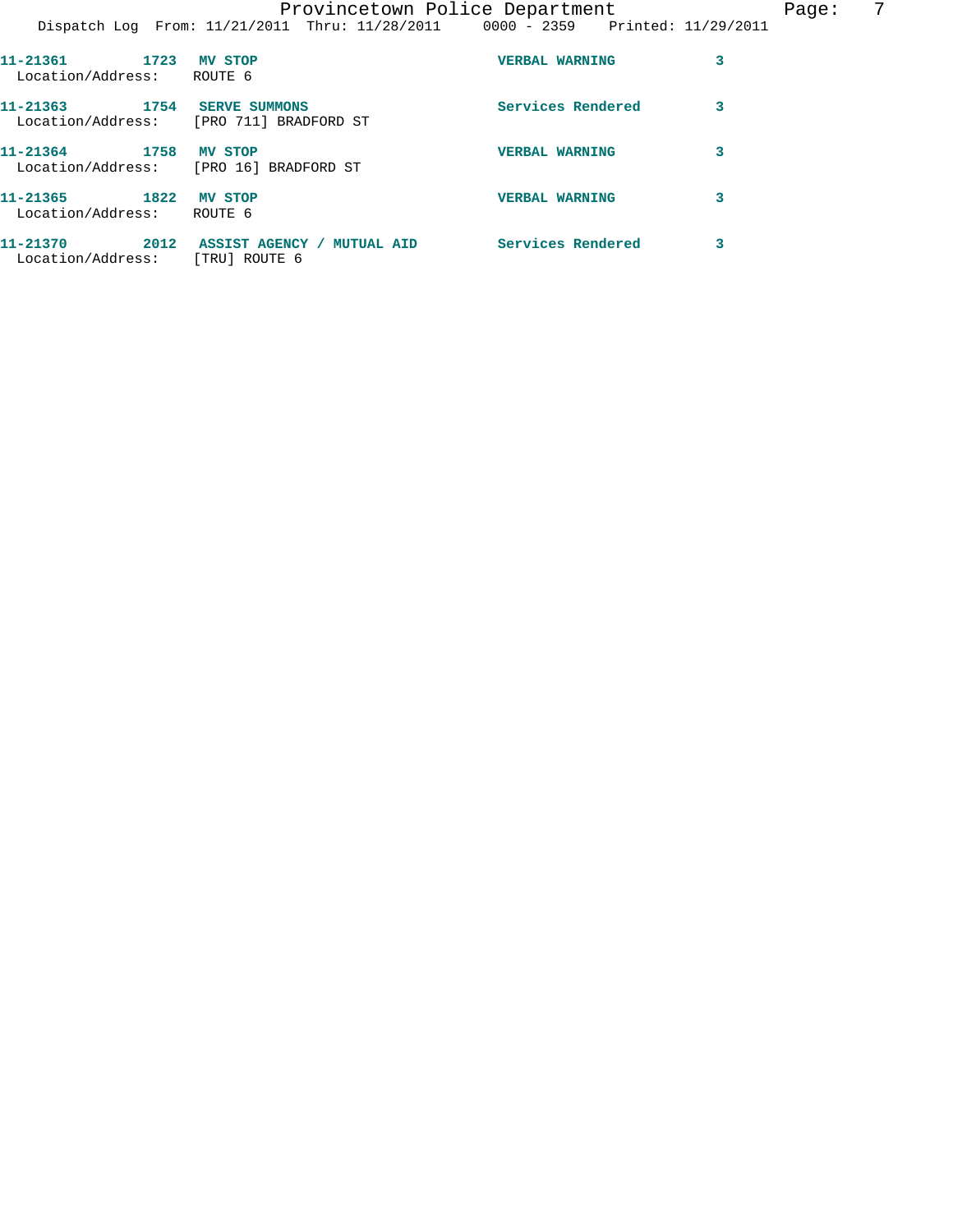**11-21361 1723 MV STOP** **VERBAL WARNING 3**
Location/Address: ROUTE 6

**11-21363 1754 SERVE SUMMONS** **Services Rendered 3**
Location/Address: [PRO 711] BRADFORD ST

**11-21364 1758 MV STOP** **VERBAL WARNING 3**
Location/Address: [PRO 16] BRADFORD ST

**11-21365 1822 MV STOP** **VERBAL WARNING 3**
Location/Address: ROUTE 6

**11-21370 2012 ASSIST AGENCY / MUTUAL AID** **Services Rendered 3**
Location/Address: [TRU] ROUTE 6